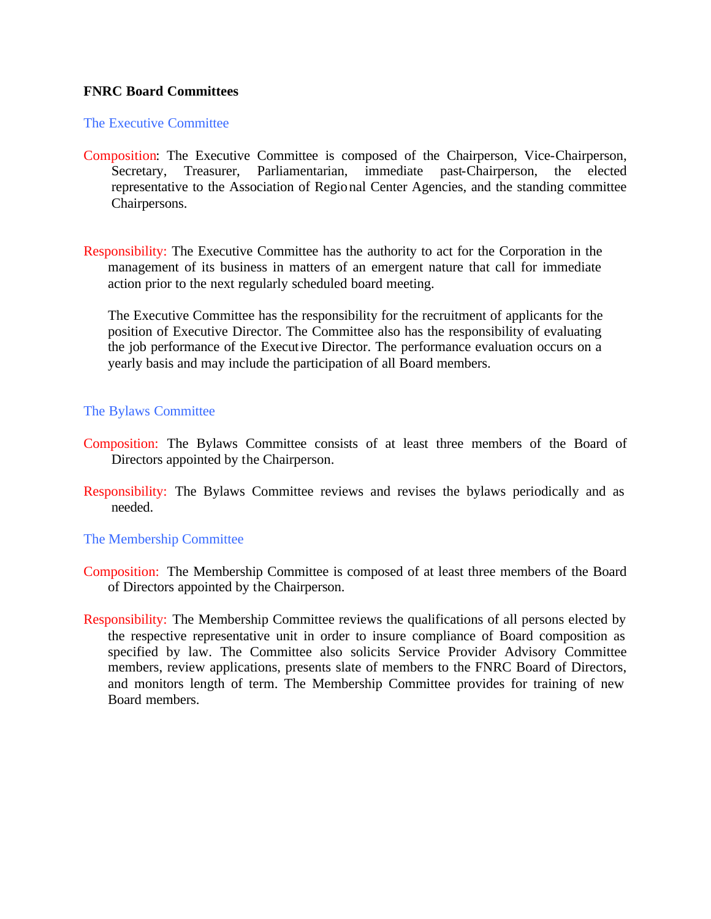**FNRC Board Committees**

## The Executive Committee

Composition: The Executive Committee is composed of the Chairperson, Vice-Chairperson, Secretary, Treasurer, Parliamentarian, immediate past-Chairperson, the elected representative to the Association of Regional Center Agencies, and the standing committee Chairpersons.

Responsibility: The Executive Committee has the authority to act for the Corporation in the management of its business in matters of an emergent nature that call for immediate action prior to the next regularly scheduled board meeting.

The Executive Committee has the responsibility for the recruitment of applicants for the position of Executive Director. The Committee also has the responsibility of evaluating the job performance of the Executive Director. The performance evaluation occurs on a yearly basis and may include the participation of all Board members.

## The Bylaws Committee

Composition: The Bylaws Committee consists of at least three members of the Board of Directors appointed by the Chairperson.

Responsibility: The Bylaws Committee reviews and revises the bylaws periodically and as needed.

## The Membership Committee

Composition: The Membership Committee is composed of at least three members of the Board of Directors appointed by the Chairperson.

Responsibility: The Membership Committee reviews the qualifications of all persons elected by the respective representative unit in order to insure compliance of Board composition as specified by law. The Committee also solicits Service Provider Advisory Committee members, review applications, presents slate of members to the FNRC Board of Directors, and monitors length of term. The Membership Committee provides for training of new Board members.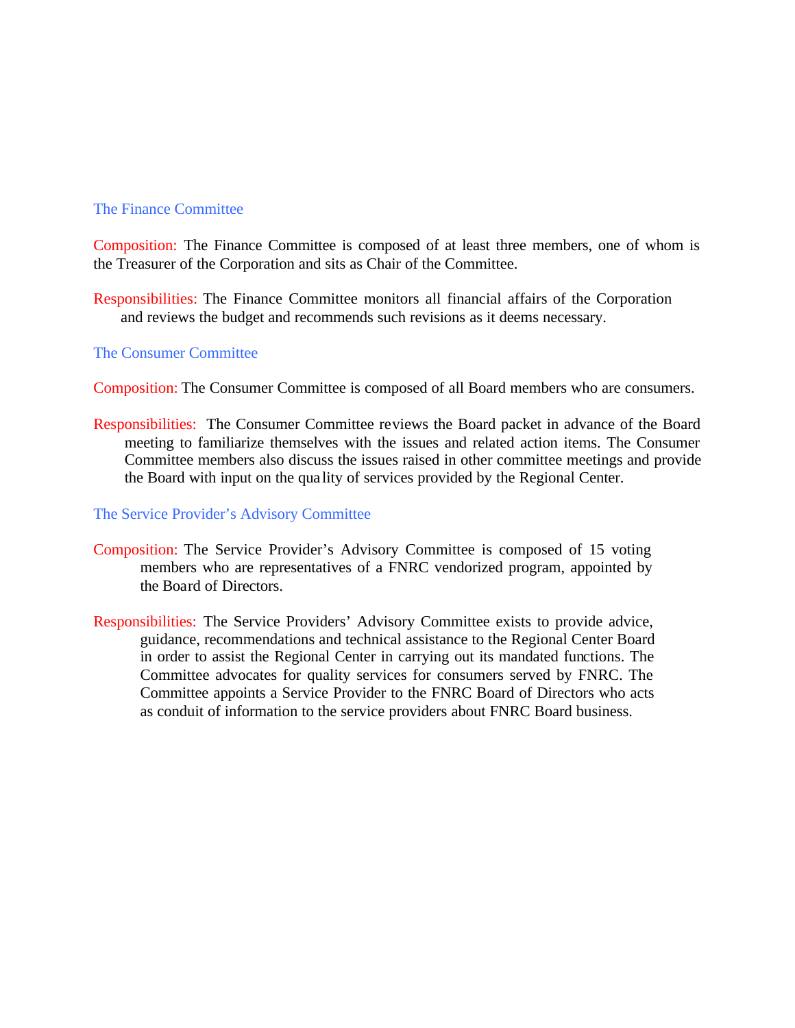## The Finance Committee

**Composition:** The Finance Committee is composed of at least three members, one of whom is the Treasurer of the Corporation and sits as Chair of the Committee.

**Responsibilities:** The Finance Committee monitors all financial affairs of the Corporation and reviews the budget and recommends such revisions as it deems necessary.

## The Consumer Committee

**Composition:** The Consumer Committee is composed of all Board members who are consumers.

**Responsibilities:** The Consumer Committee reviews the Board packet in advance of the Board meeting to familiarize themselves with the issues and related action items. The Consumer Committee members also discuss the issues raised in other committee meetings and provide the Board with input on the quality of services provided by the Regional Center.

## The Service Provider's Advisory Committee

**Composition:** The Service Provider's Advisory Committee is composed of 15 voting members who are representatives of a FNRC vendorized program, appointed by the Board of Directors.

**Responsibilities:** The Service Providers' Advisory Committee exists to provide advice, guidance, recommendations and technical assistance to the Regional Center Board in order to assist the Regional Center in carrying out its mandated functions. The Committee advocates for quality services for consumers served by FNRC. The Committee appoints a Service Provider to the FNRC Board of Directors who acts as conduit of information to the service providers about FNRC Board business.